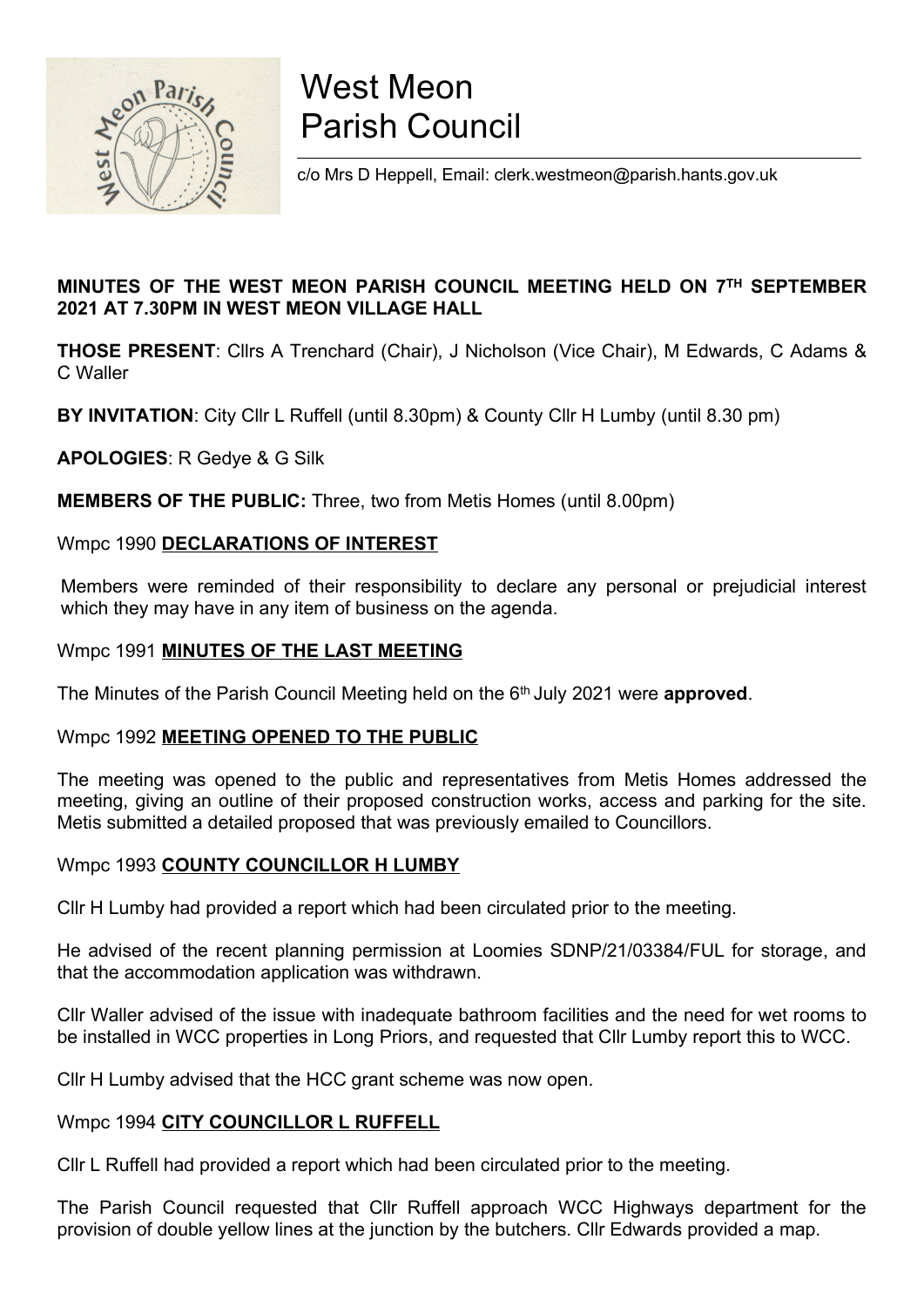# West Meon Parish Council

c/o Mrs D Heppell, Email: clerk.westmeon@parish.hants.gov.uk

**MINUTES OF THE WEST MEON PARISH COUNCIL MEETING HELD ON 7TH SEPTEMBER 2021 AT 7.30PM IN WEST MEON VILLAGE HALL**

**THOSE PRESENT**: Cllrs A Trenchard (Chair), J Nicholson (Vice Chair), M Edwards, C Adams & C Waller

**BY INVITATION**: City Cllr L Ruffell (until 8.30pm) & County Cllr H Lumby (until 8.30 pm)

**APOLOGIES**: R Gedye & G Silk

**MEMBERS OF THE PUBLIC:** Three, two from Metis Homes (until 8.00pm)

Wmpc 1990 **DECLARATIONS OF INTEREST**

Members were reminded of their responsibility to declare any personal or prejudicial interest which they may have in any item of business on the agenda.

Wmpc 1991 **MINUTES OF THE LAST MEETING**

The Minutes of the Parish Council Meeting held on the 6th July 2021 were **approved**.

Wmpc 1992 **MEETING OPENED TO THE PUBLIC**

The meeting was opened to the public and representatives from Metis Homes addressed the meeting, giving an outline of their proposed construction works, access and parking for the site. Metis submitted a detailed proposed that was previously emailed to Councillors.

Wmpc 1993 **COUNTY COUNCILLOR H LUMBY**

Cllr H Lumby had provided a report which had been circulated prior to the meeting.

He advised of the recent planning permission at Loomies SDNP/21/03384/FUL for storage, and that the accommodation application was withdrawn.

Cllr Waller advised of the issue with inadequate bathroom facilities and the need for wet rooms to be installed in WCC properties in Long Priors, and requested that Cllr Lumby report this to WCC.

Cllr H Lumby advised that the HCC grant scheme was now open.

Wmpc 1994 **CITY COUNCILLOR L RUFFELL**

Cllr L Ruffell had provided a report which had been circulated prior to the meeting.

The Parish Council requested that Cllr Ruffell approach WCC Highways department for the provision of double yellow lines at the junction by the butchers. Cllr Edwards provided a map.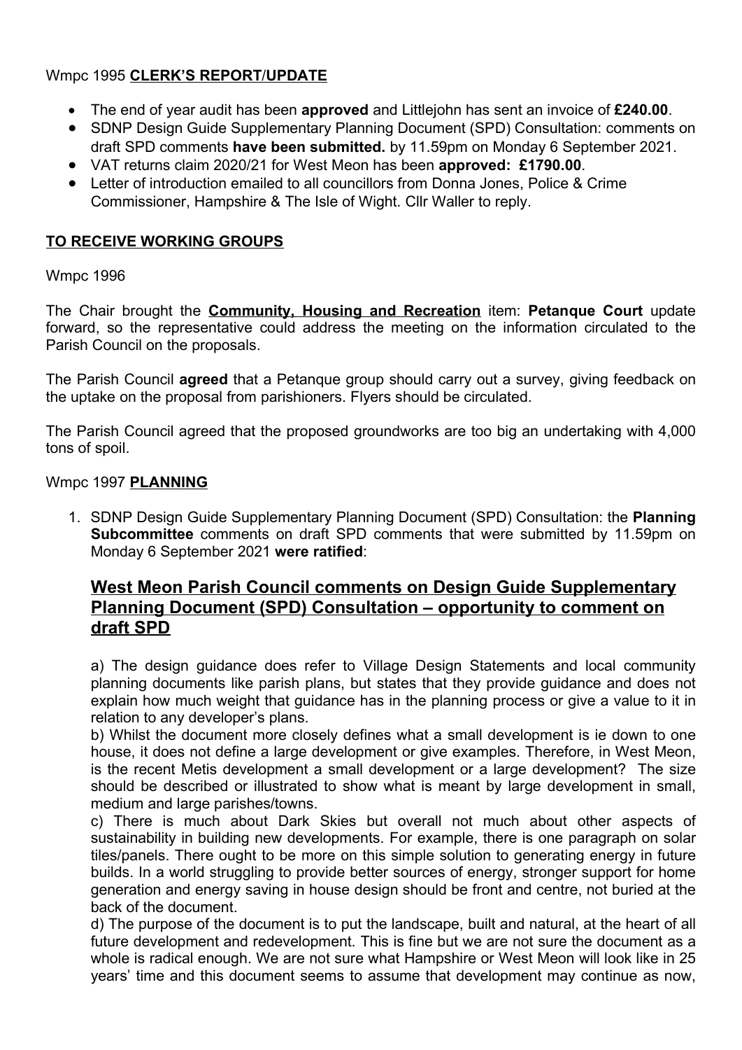Wmpc 1995 **CLERK'S REPORT/UPDATE**

- The end of year audit has been **approved** and Littlejohn has sent an invoice of **£240.00**.
- SDNP Design Guide Supplementary Planning Document (SPD) Consultation: comments on draft SPD comments **have been submitted.** by 11.59pm on Monday 6 September 2021.
- VAT returns claim 2020/21 for West Meon has been **approved: £1790.00**.
- Letter of introduction emailed to all councillors from Donna Jones, Police & Crime Commissioner, Hampshire & The Isle of Wight. Cllr Waller to reply.

**TO RECEIVE WORKING GROUPS**

Wmpc 1996

The Chair brought the **Community, Housing and Recreation** item: **Petanque Court** update forward, so the representative could address the meeting on the information circulated to the Parish Council on the proposals.

The Parish Council **agreed** that a Petanque group should carry out a survey, giving feedback on the uptake on the proposal from parishioners. Flyers should be circulated.

The Parish Council agreed that the proposed groundworks are too big an undertaking with 4,000 tons of spoil.

Wmpc 1997 **PLANNING**

1. SDNP Design Guide Supplementary Planning Document (SPD) Consultation: the **Planning Subcommittee** comments on draft SPD comments that were submitted by 11.59pm on Monday 6 September 2021 **were ratified**:

## West Meon Parish Council comments on Design Guide Supplementary Planning Document (SPD) Consultation – opportunity to comment on draft SPD

a) The design guidance does refer to Village Design Statements and local community planning documents like parish plans, but states that they provide guidance and does not explain how much weight that guidance has in the planning process or give a value to it in relation to any developer's plans.

b) Whilst the document more closely defines what a small development is ie down to one house, it does not define a large development or give examples. Therefore, in West Meon, is the recent Metis development a small development or a large development? The size should be described or illustrated to show what is meant by large development in small, medium and large parishes/towns.

c) There is much about Dark Skies but overall not much about other aspects of sustainability in building new developments. For example, there is one paragraph on solar tiles/panels. There ought to be more on this simple solution to generating energy in future builds. In a world struggling to provide better sources of energy, stronger support for home generation and energy saving in house design should be front and centre, not buried at the back of the document.

d) The purpose of the document is to put the landscape, built and natural, at the heart of all future development and redevelopment. This is fine but we are not sure the document as a whole is radical enough. We are not sure what Hampshire or West Meon will look like in 25 years' time and this document seems to assume that development may continue as now,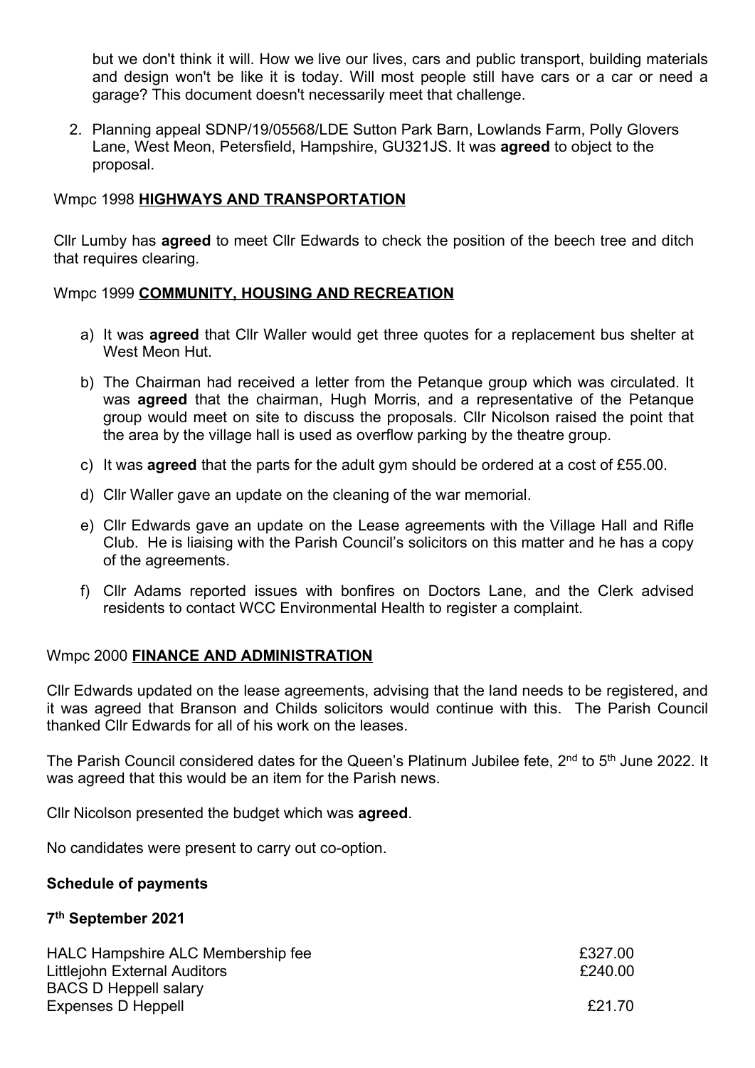but we don't think it will. How we live our lives, cars and public transport, building materials and design won't be like it is today. Will most people still have cars or a car or need a garage? This document doesn't necessarily meet that challenge.

2. Planning appeal SDNP/19/05568/LDE Sutton Park Barn, Lowlands Farm, Polly Glovers Lane, West Meon, Petersfield, Hampshire, GU321JS. It was **agreed** to object to the proposal.

Wmpc 1998 **HIGHWAYS AND TRANSPORTATION**

Cllr Lumby has **agreed** to meet Cllr Edwards to check the position of the beech tree and ditch that requires clearing.

Wmpc 1999 **COMMUNITY, HOUSING AND RECREATION**

a) It was **agreed** that Cllr Waller would get three quotes for a replacement bus shelter at West Meon Hut.

b) The Chairman had received a letter from the Petanque group which was circulated. It was **agreed** that the chairman, Hugh Morris, and a representative of the Petanque group would meet on site to discuss the proposals. Cllr Nicolson raised the point that the area by the village hall is used as overflow parking by the theatre group.

c) It was **agreed** that the parts for the adult gym should be ordered at a cost of £55.00.

d) Cllr Waller gave an update on the cleaning of the war memorial.

e) Cllr Edwards gave an update on the Lease agreements with the Village Hall and Rifle Club. He is liaising with the Parish Council's solicitors on this matter and he has a copy of the agreements.

f) Cllr Adams reported issues with bonfires on Doctors Lane, and the Clerk advised residents to contact WCC Environmental Health to register a complaint.

Wmpc 2000 **FINANCE AND ADMINISTRATION**

Cllr Edwards updated on the lease agreements, advising that the land needs to be registered, and it was agreed that Branson and Childs solicitors would continue with this. The Parish Council thanked Cllr Edwards for all of his work on the leases.

The Parish Council considered dates for the Queen's Platinum Jubilee fete, 2nd to 5th June 2022. It was agreed that this would be an item for the Parish news.

Cllr Nicolson presented the budget which was **agreed**.

No candidates were present to carry out co-option.

**Schedule of payments**

**7th September 2021**

| | |
|---|---|
| HALC Hampshire ALC Membership fee | £327.00 |
| Littlejohn External Auditors | £240.00 |
| BACS D Heppell salary | |
| Expenses D Heppell | £21.70 |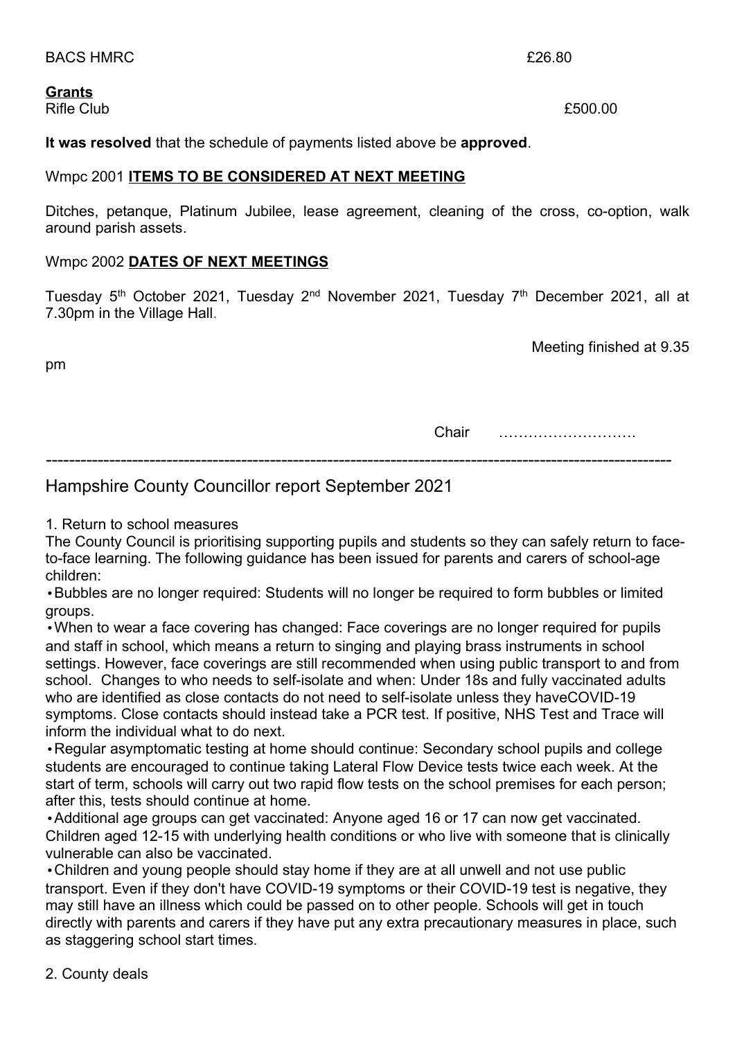BACS HMRC £26.80

**Grants**

Rifle Club £500.00

**It was resolved** that the schedule of payments listed above be **approved**.

Wmpc 2001 **ITEMS TO BE CONSIDERED AT NEXT MEETING**

Ditches, petanque, Platinum Jubilee, lease agreement, cleaning of the cross, co-option, walk around parish assets.

Wmpc 2002 **DATES OF NEXT MEETINGS**

Tuesday 5th October 2021, Tuesday 2nd November 2021, Tuesday 7th December 2021, all at 7.30pm in the Village Hall.

Meeting finished at 9.35 pm

Chair ……………………….

---

## Hampshire County Councillor report September 2021

1. Return to school measures

The County Council is prioritising supporting pupils and students so they can safely return to face-to-face learning. The following guidance has been issued for parents and carers of school-age children:

- Bubbles are no longer required: Students will no longer be required to form bubbles or limited groups.
- When to wear a face covering has changed: Face coverings are no longer required for pupils and staff in school, which means a return to singing and playing brass instruments in school settings. However, face coverings are still recommended when using public transport to and from school. Changes to who needs to self-isolate and when: Under 18s and fully vaccinated adults who are identified as close contacts do not need to self-isolate unless they haveCOVID-19 symptoms. Close contacts should instead take a PCR test. If positive, NHS Test and Trace will inform the individual what to do next.
- Regular asymptomatic testing at home should continue: Secondary school pupils and college students are encouraged to continue taking Lateral Flow Device tests twice each week. At the start of term, schools will carry out two rapid flow tests on the school premises for each person; after this, tests should continue at home.
- Additional age groups can get vaccinated: Anyone aged 16 or 17 can now get vaccinated. Children aged 12-15 with underlying health conditions or who live with someone that is clinically vulnerable can also be vaccinated.
- Children and young people should stay home if they are at all unwell and not use public transport. Even if they don't have COVID-19 symptoms or their COVID-19 test is negative, they may still have an illness which could be passed on to other people. Schools will get in touch directly with parents and carers if they have put any extra precautionary measures in place, such as staggering school start times.

2. County deals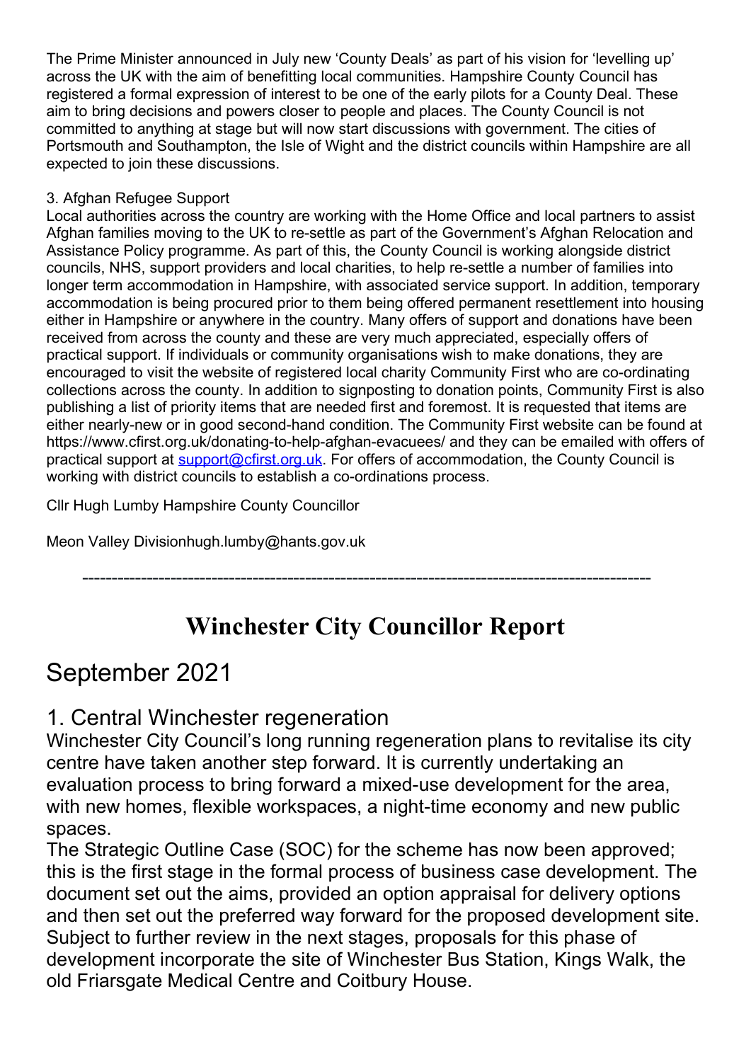The Prime Minister announced in July new 'County Deals' as part of his vision for 'levelling up' across the UK with the aim of benefitting local communities. Hampshire County Council has registered a formal expression of interest to be one of the early pilots for a County Deal. These aim to bring decisions and powers closer to people and places. The County Council is not committed to anything at stage but will now start discussions with government. The cities of Portsmouth and Southampton, the Isle of Wight and the district councils within Hampshire are all expected to join these discussions.

3. Afghan Refugee Support

Local authorities across the country are working with the Home Office and local partners to assist Afghan families moving to the UK to re-settle as part of the Government's Afghan Relocation and Assistance Policy programme. As part of this, the County Council is working alongside district councils, NHS, support providers and local charities, to help re-settle a number of families into longer term accommodation in Hampshire, with associated service support. In addition, temporary accommodation is being procured prior to them being offered permanent resettlement into housing either in Hampshire or anywhere in the country. Many offers of support and donations have been received from across the county and these are very much appreciated, especially offers of practical support. If individuals or community organisations wish to make donations, they are encouraged to visit the website of registered local charity Community First who are co-ordinating collections across the county. In addition to signposting to donation points, Community First is also publishing a list of priority items that are needed first and foremost. It is requested that items are either nearly-new or in good second-hand condition. The Community First website can be found at https://www.cfirst.org.uk/donating-to-help-afghan-evacuees/ and they can be emailed with offers of practical support at support@cfirst.org.uk. For offers of accommodation, the County Council is working with district councils to establish a co-ordinations process.

Cllr Hugh Lumby Hampshire County Councillor

Meon Valley Divisionhugh.lumby@hants.gov.uk

---

# Winchester City Councillor Report

## September 2021

### 1. Central Winchester regeneration

Winchester City Council's long running regeneration plans to revitalise its city centre have taken another step forward. It is currently undertaking an evaluation process to bring forward a mixed-use development for the area, with new homes, flexible workspaces, a night-time economy and new public spaces.

The Strategic Outline Case (SOC) for the scheme has now been approved; this is the first stage in the formal process of business case development. The document set out the aims, provided an option appraisal for delivery options and then set out the preferred way forward for the proposed development site. Subject to further review in the next stages, proposals for this phase of development incorporate the site of Winchester Bus Station, Kings Walk, the old Friarsgate Medical Centre and Coitbury House.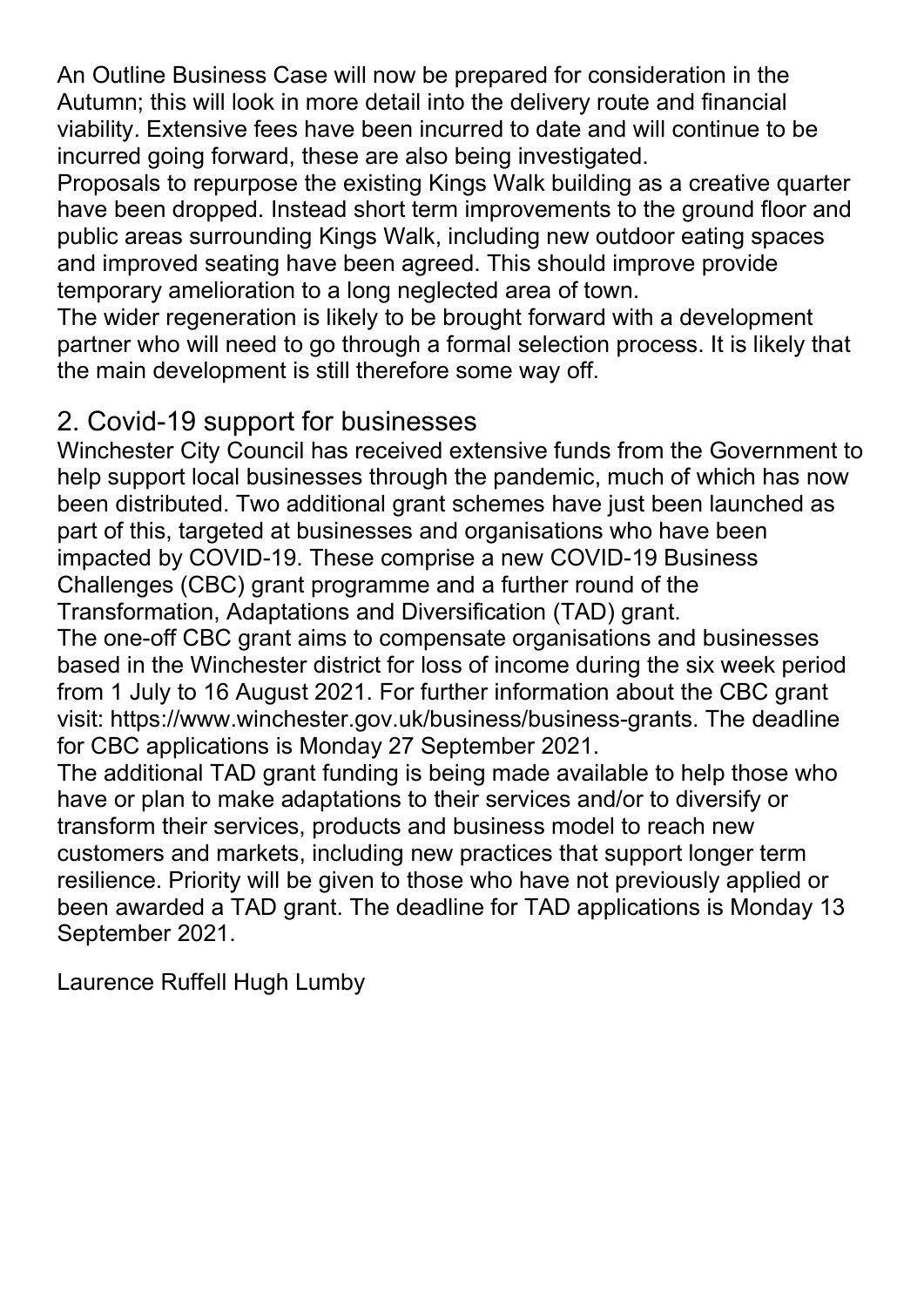An Outline Business Case will now be prepared for consideration in the Autumn; this will look in more detail into the delivery route and financial viability. Extensive fees have been incurred to date and will continue to be incurred going forward, these are also being investigated.

Proposals to repurpose the existing Kings Walk building as a creative quarter have been dropped. Instead short term improvements to the ground floor and public areas surrounding Kings Walk, including new outdoor eating spaces and improved seating have been agreed. This should improve provide temporary amelioration to a long neglected area of town.

The wider regeneration is likely to be brought forward with a development partner who will need to go through a formal selection process. It is likely that the main development is still therefore some way off.

## 2. Covid-19 support for businesses

Winchester City Council has received extensive funds from the Government to help support local businesses through the pandemic, much of which has now been distributed. Two additional grant schemes have just been launched as part of this, targeted at businesses and organisations who have been impacted by COVID-19. These comprise a new COVID-19 Business Challenges (CBC) grant programme and a further round of the Transformation, Adaptations and Diversification (TAD) grant.

The one-off CBC grant aims to compensate organisations and businesses based in the Winchester district for loss of income during the six week period from 1 July to 16 August 2021. For further information about the CBC grant visit: https://www.winchester.gov.uk/business/business-grants. The deadline for CBC applications is Monday 27 September 2021.

The additional TAD grant funding is being made available to help those who have or plan to make adaptations to their services and/or to diversify or transform their services, products and business model to reach new customers and markets, including new practices that support longer term resilience. Priority will be given to those who have not previously applied or been awarded a TAD grant. The deadline for TAD applications is Monday 13 September 2021.

Laurence Ruffell Hugh Lumby